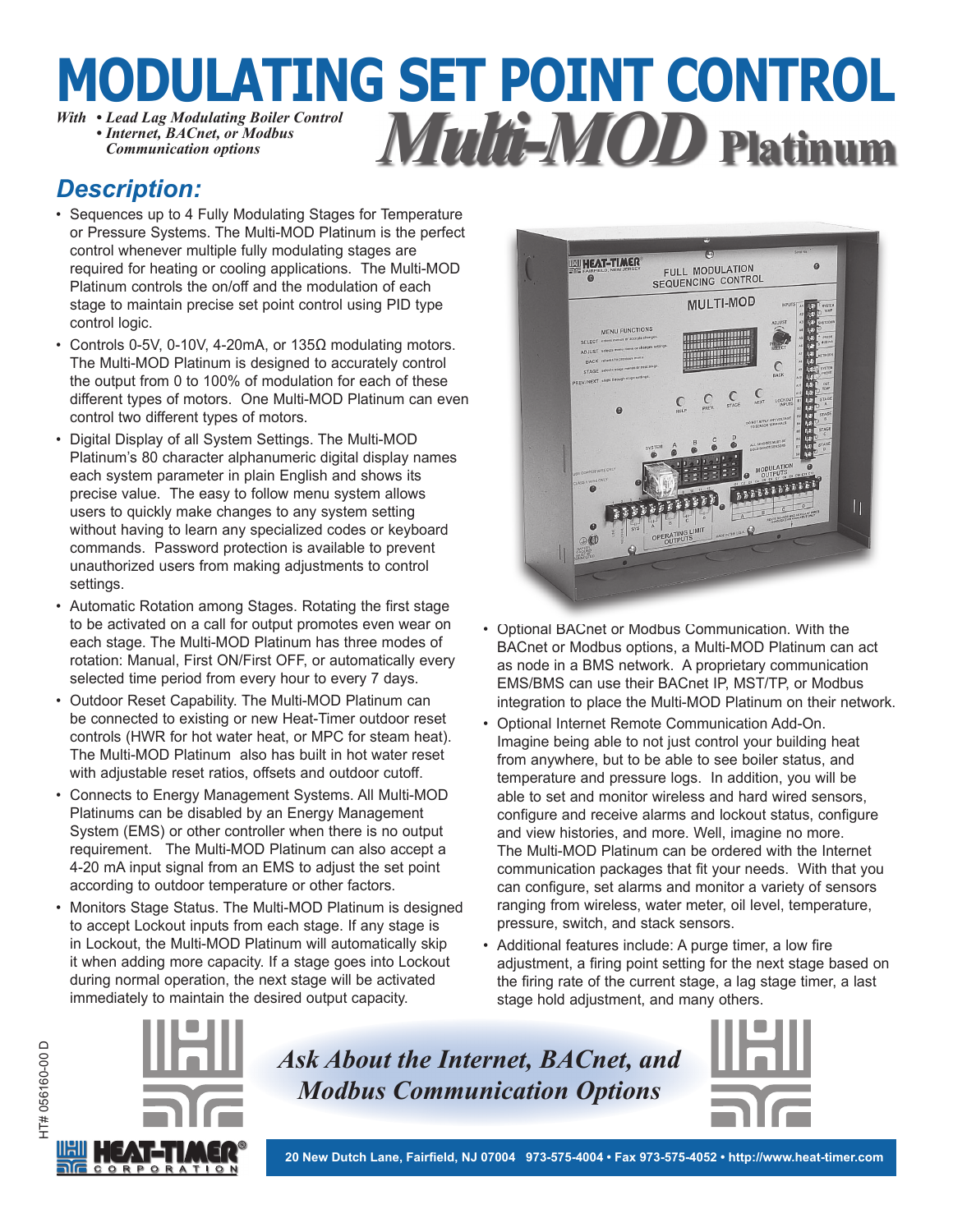# MODULATING SET POINT CONTROL

*With • Lead Lag Modulating Boiler Control*
*• Internet, BACnet, or Modbus Communication options*

# *Multi-MOD* Platinum

## *Description:*

- Sequences up to 4 Fully Modulating Stages for Temperature or Pressure Systems. The Multi-MOD Platinum is the perfect control whenever multiple fully modulating stages are required for heating or cooling applications. The Multi-MOD Platinum controls the on/off and the modulation of each stage to maintain precise set point control using PID type control logic.
- Controls 0-5V, 0-10V, 4-20mA, or 135Ω modulating motors. The Multi-MOD Platinum is designed to accurately control the output from 0 to 100% of modulation for each of these different types of motors. One Multi-MOD Platinum can even control two different types of motors.
- Digital Display of all System Settings. The Multi-MOD Platinum's 80 character alphanumeric digital display names each system parameter in plain English and shows its precise value. The easy to follow menu system allows users to quickly make changes to any system setting without having to learn any specialized codes or keyboard commands. Password protection is available to prevent unauthorized users from making adjustments to control settings.
- Automatic Rotation among Stages. Rotating the first stage to be activated on a call for output promotes even wear on each stage. The Multi-MOD Platinum has three modes of rotation: Manual, First ON/First OFF, or automatically every selected time period from every hour to every 7 days.
- Outdoor Reset Capability. The Multi-MOD Platinum can be connected to existing or new Heat-Timer outdoor reset controls (HWR for hot water heat, or MPC for steam heat). The Multi-MOD Platinum also has built in hot water reset with adjustable reset ratios, offsets and outdoor cutoff.
- Connects to Energy Management Systems. All Multi-MOD Platinums can be disabled by an Energy Management System (EMS) or other controller when there is no output requirement. The Multi-MOD Platinum can also accept a 4-20 mA input signal from an EMS to adjust the set point according to outdoor temperature or other factors.
- Monitors Stage Status. The Multi-MOD Platinum is designed to accept Lockout inputs from each stage. If any stage is in Lockout, the Multi-MOD Platinum will automatically skip it when adding more capacity. If a stage goes into Lockout during normal operation, the next stage will be activated immediately to maintain the desired output capacity.
- Optional BACnet or Modbus Communication. With the BACnet or Modbus options, a Multi-MOD Platinum can act as node in a BMS network. A proprietary communication EMS/BMS can use their BACnet IP, MST/TP, or Modbus integration to place the Multi-MOD Platinum on their network.
- Optional Internet Remote Communication Add-On. Imagine being able to not just control your building heat from anywhere, but to be able to see boiler status, and temperature and pressure logs. In addition, you will be able to set and monitor wireless and hard wired sensors, configure and receive alarms and lockout status, configure and view histories, and more. Well, imagine no more. The Multi-MOD Platinum can be ordered with the Internet communication packages that fit your needs. With that you can configure, set alarms and monitor a variety of sensors ranging from wireless, water meter, oil level, temperature, pressure, switch, and stack sensors.
- Additional features include: A purge timer, a low fire adjustment, a firing point setting for the next stage based on the firing rate of the current stage, a lag stage timer, a last stage hold adjustment, and many others.

*Ask About the Internet, BACnet, and Modbus Communication Options*

HT# 056160-00 D

HEAT-TIMER CORPORATION

20 New Dutch Lane, Fairfield, NJ 07004 973-575-4004 • Fax 973-575-4052 • http://www.heat-timer.com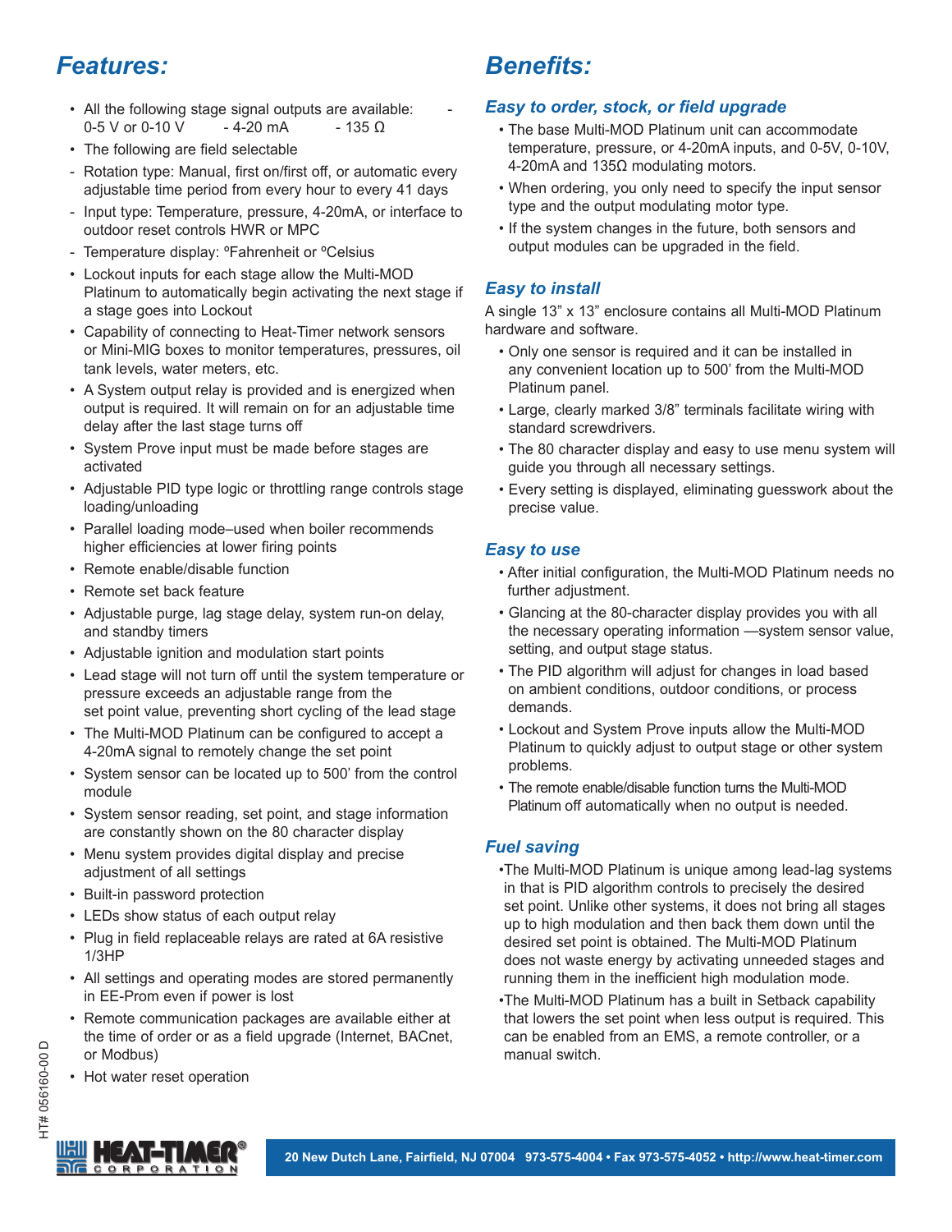## Features:

- All the following stage signal outputs are available: - 0-5 V or 0-10 V - 4-20 mA - 135 Ω
- The following are field selectable
- - Rotation type: Manual, first on/first off, or automatic every adjustable time period from every hour to every 41 days
- - Input type: Temperature, pressure, 4-20mA, or interface to outdoor reset controls HWR or MPC
- - Temperature display: ºFahrenheit or ºCelsius
- Lockout inputs for each stage allow the Multi-MOD Platinum to automatically begin activating the next stage if a stage goes into Lockout
- Capability of connecting to Heat-Timer network sensors or Mini-MIG boxes to monitor temperatures, pressures, oil tank levels, water meters, etc.
- A System output relay is provided and is energized when output is required. It will remain on for an adjustable time delay after the last stage turns off
- System Prove input must be made before stages are activated
- Adjustable PID type logic or throttling range controls stage loading/unloading
- Parallel loading mode–used when boiler recommends higher efficiencies at lower firing points
- Remote enable/disable function
- Remote set back feature
- Adjustable purge, lag stage delay, system run-on delay, and standby timers
- Adjustable ignition and modulation start points
- Lead stage will not turn off until the system temperature or pressure exceeds an adjustable range from the set point value, preventing short cycling of the lead stage
- The Multi-MOD Platinum can be configured to accept a 4-20mA signal to remotely change the set point
- System sensor can be located up to 500' from the control module
- System sensor reading, set point, and stage information are constantly shown on the 80 character display
- Menu system provides digital display and precise adjustment of all settings
- Built-in password protection
- LEDs show status of each output relay
- Plug in field replaceable relays are rated at 6A resistive 1/3HP
- All settings and operating modes are stored permanently in EE-Prom even if power is lost
- Remote communication packages are available either at the time of order or as a field upgrade (Internet, BACnet, or Modbus)
- Hot water reset operation

## Benefits:

### *Easy to order, stock, or field upgrade*

- The base Multi-MOD Platinum unit can accommodate temperature, pressure, or 4-20mA inputs, and 0-5V, 0-10V, 4-20mA and 135Ω modulating motors.
- When ordering, you only need to specify the input sensor type and the output modulating motor type.
- If the system changes in the future, both sensors and output modules can be upgraded in the field.

### *Easy to install*

A single 13" x 13" enclosure contains all Multi-MOD Platinum hardware and software.

- Only one sensor is required and it can be installed in any convenient location up to 500' from the Multi-MOD Platinum panel.
- Large, clearly marked 3/8" terminals facilitate wiring with standard screwdrivers.
- The 80 character display and easy to use menu system will guide you through all necessary settings.
- Every setting is displayed, eliminating guesswork about the precise value.

### *Easy to use*

- After initial configuration, the Multi-MOD Platinum needs no further adjustment.
- Glancing at the 80-character display provides you with all the necessary operating information —system sensor value, setting, and output stage status.
- The PID algorithm will adjust for changes in load based on ambient conditions, outdoor conditions, or process demands.
- Lockout and System Prove inputs allow the Multi-MOD Platinum to quickly adjust to output stage or other system problems.
- The remote enable/disable function turns the Multi-MOD Platinum off automatically when no output is needed.

### *Fuel saving*

- The Multi-MOD Platinum is unique among lead-lag systems in that is PID algorithm controls to precisely the desired set point. Unlike other systems, it does not bring all stages up to high modulation and then back them down until the desired set point is obtained. The Multi-MOD Platinum does not waste energy by activating unneeded stages and running them in the inefficient high modulation mode.
- The Multi-MOD Platinum has a built in Setback capability that lowers the set point when less output is required. This can be enabled from an EMS, a remote controller, or a manual switch.

HT# 056160-00 D

**HEAT-TIMER CORPORATION** 20 New Dutch Lane, Fairfield, NJ 07004 973-575-4004 • Fax 973-575-4052 • http://www.heat-timer.com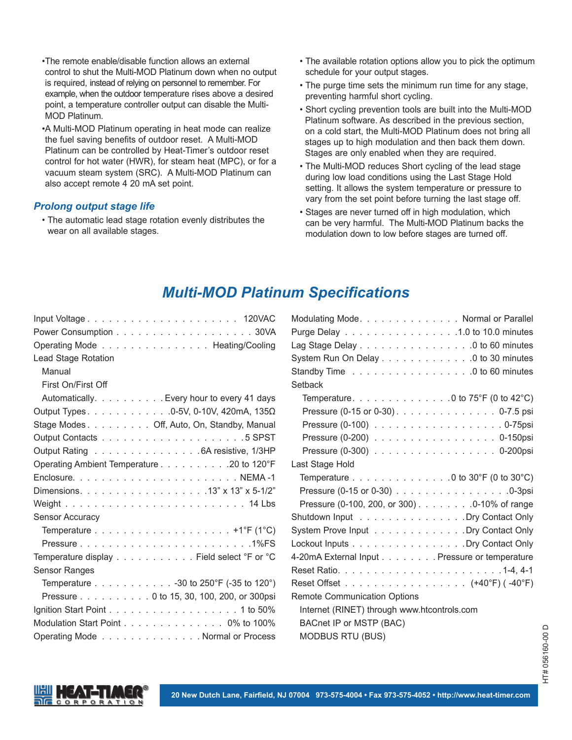- The remote enable/disable function allows an external control to shut the Multi-MOD Platinum down when no output is required, instead of relying on personnel to remember. For example, when the outdoor temperature rises above a desired point, a temperature controller output can disable the Multi-MOD Platinum.
- A Multi-MOD Platinum operating in heat mode can realize the fuel saving benefits of outdoor reset. A Multi-MOD Platinum can be controlled by Heat-Timer's outdoor reset control for hot water (HWR), for steam heat (MPC), or for a vacuum steam system (SRC). A Multi-MOD Platinum can also accept remote 4 20 mA set point.

### *Prolong output stage life*

- The automatic lead stage rotation evenly distributes the wear on all available stages.
- The available rotation options allow you to pick the optimum schedule for your output stages.
- The purge time sets the minimum run time for any stage, preventing harmful short cycling.
- Short cycling prevention tools are built into the Multi-MOD Platinum software. As described in the previous section, on a cold start, the Multi-MOD Platinum does not bring all stages up to high modulation and then back them down. Stages are only enabled when they are required.
- The Multi-MOD reduces Short cycling of the lead stage during low load conditions using the Last Stage Hold setting. It allows the system temperature or pressure to vary from the set point before turning the last stage off.
- Stages are never turned off in high modulation, which can be very harmful. The Multi-MOD Platinum backs the modulation down to low before stages are turned off.

## *Multi-MOD Platinum Specifications*

| Specification | Value |
|---|---|
| Input Voltage | 120VAC |
| Power Consumption | 30VA |
| Operating Mode | Heating/Cooling |
| Lead Stage Rotation | |
| Manual | |
| First On/First Off | |
| Automatically | Every hour to every 41 days |
| Output Types | 0-5V, 0-10V, 420mA, 135Ω |
| Stage Modes | Off, Auto, On, Standby, Manual |
| Output Contacts | 5 SPST |
| Output Rating | 6A resistive, 1/3HP |
| Operating Ambient Temperature | 20 to 120°F |
| Enclosure | NEMA -1 |
| Dimensions | 13" x 13" x 5-1/2" |
| Weight | 14 Lbs |
| Sensor Accuracy | |
| Temperature | +1°F (1°C) |
| Pressure | 1%FS |
| Temperature display | Field select °F or °C |
| Sensor Ranges | |
| Temperature | -30 to 250°F (-35 to 120°) |
| Pressure | 0 to 15, 30, 100, 200, or 300psi |
| Ignition Start Point | 1 to 50% |
| Modulation Start Point | 0% to 100% |
| Operating Mode | Normal or Process |
| Modulating Mode | Normal or Parallel |
| Purge Delay | 1.0 to 10.0 minutes |
| Lag Stage Delay | 0 to 60 minutes |
| System Run On Delay | 0 to 30 minutes |
| Standby Time | 0 to 60 minutes |
| Setback | |
| Temperature | 0 to 75°F (0 to 42°C) |
| Pressure (0-15 or 0-30) | 0-7.5 psi |
| Pressure (0-100) | 0-75psi |
| Pressure (0-200) | 0-150psi |
| Pressure (0-300) | 0-200psi |
| Last Stage Hold | |
| Temperature | 0 to 30°F (0 to 30°C) |
| Pressure (0-15 or 0-30) | 0-3psi |
| Pressure (0-100, 200, or 300) | 0-10% of range |
| Shutdown Input | Dry Contact Only |
| System Prove Input | Dry Contact Only |
| Lockout Inputs | Dry Contact Only |
| 4-20mA External Input | Pressure or temperature |
| Reset Ratio | 1-4, 4-1 |
| Reset Offset | (+40°F) ( -40°F) |
| Remote Communication Options | |
| Internet (RINET) through www.htcontrols.com | |
| BACnet IP or MSTP (BAC) | |
| MODBUS RTU (BUS) | |

HT# 056160-00 D

20 New Dutch Lane, Fairfield, NJ 07004 973-575-4004 • Fax 973-575-4052 • http://www.heat-timer.com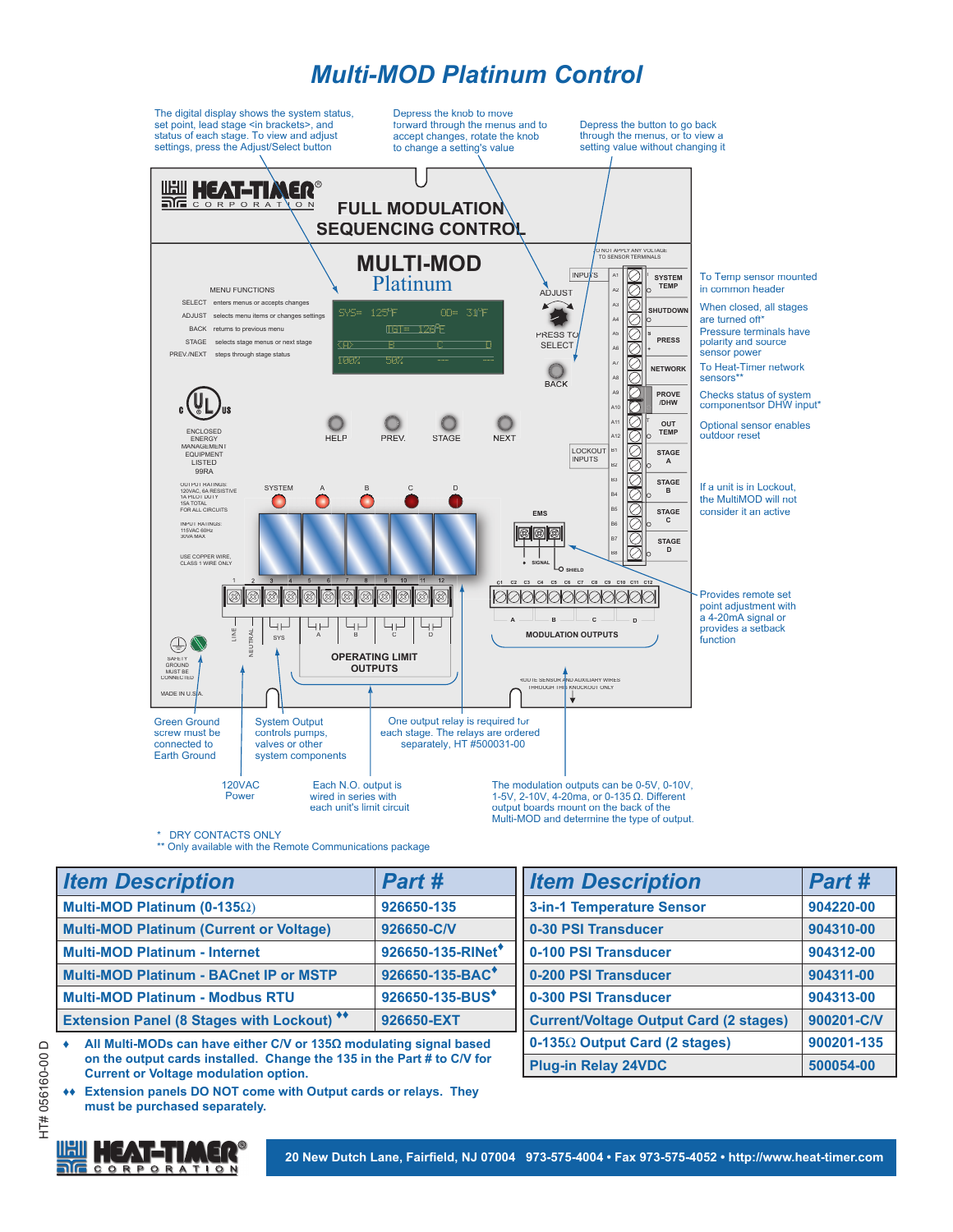# Multi-MOD Platinum Control

The digital display shows the system status, set point, lead stage <in brackets>, and status of each stage. To view and adjust settings, press the Adjust/Select button

Depress the knob to move forward through the menus and to accept changes, rotate the knob to change a setting's value

Depress the button to go back through the menus, or to view a setting value without changing it

HEAT-TIMER CORPORATION

FULL MODULATION SEQUENCING CONTROL

MULTI-MOD Platinum

MENU FUNCTIONS

SELECT enters menus or accepts changes
ADJUST selects menu items or changes settings
BACK returns to previous menu
STAGE selects stage menus or next stage
PREV./NEXT steps through stage status

SYS= 125°F OD= 31°F
TGT= 126°F
<A> B C D
100% 50% --- ---

ADJUST
PRESS TO SELECT
BACK

HELP PREV. STAGE NEXT

ENCLOSED ENERGY MANAGEMENT EQUIPMENT LISTED 99RA

OUTPUT RATINGS: 120VAC, 6A RESISTIVE 1A PILOT DUTY 15A TOTAL FOR ALL CIRCUITS

INPUT RATINGS: 115VAC 60Hz 30VA MAX

USE COPPER WIRE, CLASS 1 WIRE ONLY

SYSTEM A B C D

SAFETY GROUND MUST BE CONNECTED

MADE IN U.S.A.

LINE NEUTRAL SYS A B C D

OPERATING LIMIT OUTPUTS

DO NOT APPLY ANY VOLTAGE TO SENSOR TERMINALS

INPUTS: SYSTEM TEMP, SHUTDOWN, PRESS, NETWORK, PROVE /DHW, OUT TEMP

LOCKOUT INPUTS: STAGE A, STAGE B, STAGE C, STAGE D

EMS SIGNAL SHIELD

MODULATION OUTPUTS A B C D

ROUTE SENSOR AND AUXILIARY WIRES THROUGH THIS KNOCKOUT ONLY

To Temp sensor mounted in common header

When closed, all stages are turned off*

Pressure terminals have polarity and source sensor power

To Heat-Timer network sensors**

Checks status of system componentsor DHW input*

Optional sensor enables outdoor reset

If a unit is in Lockout, the MultiMOD will not consider it an active

Provides remote set point adjustment with a 4-20mA signal or provides a setback function

Green Ground screw must be connected to Earth Ground

120VAC Power

System Output controls pumps, valves or other system components

Each N.O. output is wired in series with each unit's limit circuit

One output relay is required for each stage. The relays are ordered separately, HT #500031-00

The modulation outputs can be 0-5V, 0-10V, 1-5V, 2-10V, 4-20ma, or 0-135 Ω. Different output boards mount on the back of the Multi-MOD and determine the type of output.

\* DRY CONTACTS ONLY
\*\* Only available with the Remote Communications package

| Item Description | Part # |
|---|---|
| Multi-MOD Platinum (0-135Ω) | 926650-135 |
| Multi-MOD Platinum (Current or Voltage) | 926650-C/V |
| Multi-MOD Platinum - Internet | 926650-135-RINet♦ |
| Multi-MOD Platinum - BACnet IP or MSTP | 926650-135-BAC♦ |
| Multi-MOD Platinum - Modbus RTU | 926650-135-BUS♦ |
| Extension Panel (8 Stages with Lockout) ♦♦ | 926650-EXT |

♦ **All Multi-MODs can have either C/V or 135Ω modulating signal based on the output cards installed. Change the 135 in the Part # to C/V for Current or Voltage modulation option.**

♦♦ **Extension panels DO NOT come with Output cards or relays. They must be purchased separately.**

| Item Description | Part # |
|---|---|
| 3-in-1 Temperature Sensor | 904220-00 |
| 0-30 PSI Transducer | 904310-00 |
| 0-100 PSI Transducer | 904312-00 |
| 0-200 PSI Transducer | 904311-00 |
| 0-300 PSI Transducer | 904313-00 |
| Current/Voltage Output Card (2 stages) | 900201-C/V |
| 0-135Ω Output Card (2 stages) | 900201-135 |
| Plug-in Relay 24VDC | 500054-00 |

HT# 056160-00 D

HEAT-TIMER CORPORATION

**20 New Dutch Lane, Fairfield, NJ 07004 973-575-4004 • Fax 973-575-4052 • http://www.heat-timer.com**